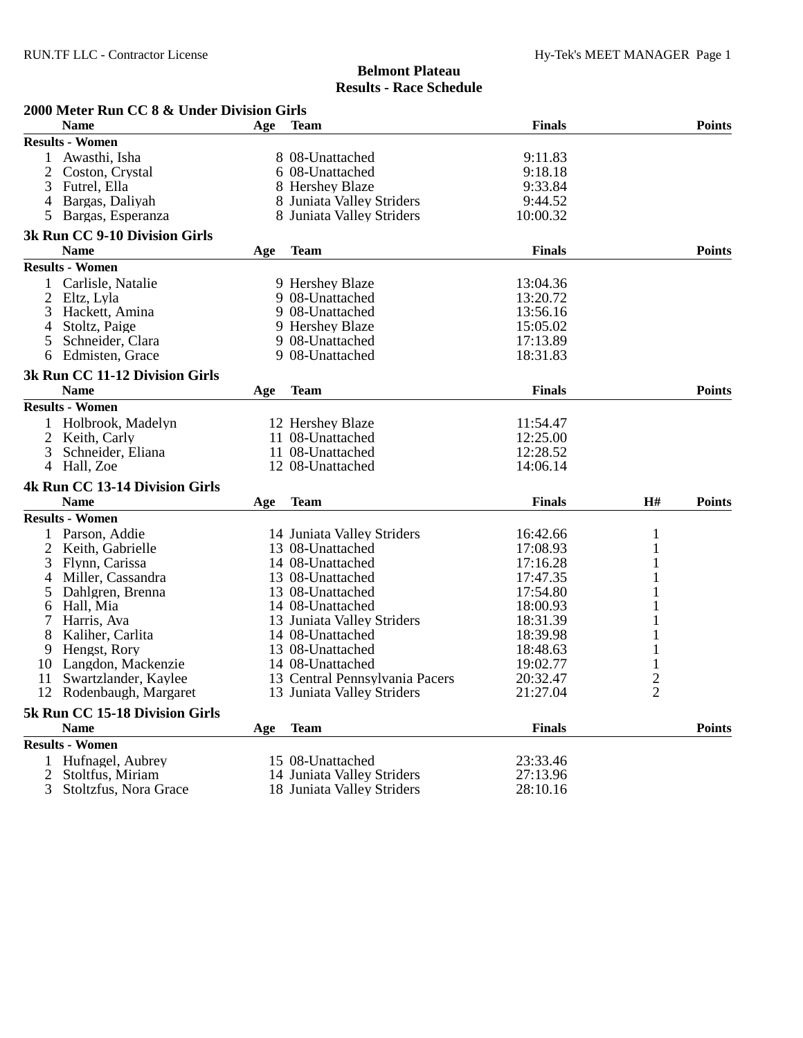# Belmont Plateau

## Results - Race Schedule

### 2000 Meter Run CC 8 & Under Division Girls

| | Name | Age | Team | Finals | Points |
|---|---|---|---|---|---|
| **Results - Women** | | | | | |
| 1 | Awasthi, Isha | 8 | 08-Unattached | 9:11.83 | |
| 2 | Coston, Crystal | 6 | 08-Unattached | 9:18.18 | |
| 3 | Futrel, Ella | 8 | Hershey Blaze | 9:33.84 | |
| 4 | Bargas, Daliyah | 8 | Juniata Valley Striders | 9:44.52 | |
| 5 | Bargas, Esperanza | 8 | Juniata Valley Striders | 10:00.32 | |

### 3k Run CC 9-10 Division Girls

| | Name | Age | Team | Finals | Points |
|---|---|---|---|---|---|
| **Results - Women** | | | | | |
| 1 | Carlisle, Natalie | 9 | Hershey Blaze | 13:04.36 | |
| 2 | Eltz, Lyla | 9 | 08-Unattached | 13:20.72 | |
| 3 | Hackett, Amina | 9 | 08-Unattached | 13:56.16 | |
| 4 | Stoltz, Paige | 9 | Hershey Blaze | 15:05.02 | |
| 5 | Schneider, Clara | 9 | 08-Unattached | 17:13.89 | |
| 6 | Edmisten, Grace | 9 | 08-Unattached | 18:31.83 | |

### 3k Run CC 11-12 Division Girls

| | Name | Age | Team | Finals | Points |
|---|---|---|---|---|---|
| **Results - Women** | | | | | |
| 1 | Holbrook, Madelyn | 12 | Hershey Blaze | 11:54.47 | |
| 2 | Keith, Carly | 11 | 08-Unattached | 12:25.00 | |
| 3 | Schneider, Eliana | 11 | 08-Unattached | 12:28.52 | |
| 4 | Hall, Zoe | 12 | 08-Unattached | 14:06.14 | |

### 4k Run CC 13-14 Division Girls

| | Name | Age | Team | Finals | H# | Points |
|---|---|---|---|---|---|---|
| **Results - Women** | | | | | | |
| 1 | Parson, Addie | 14 | Juniata Valley Striders | 16:42.66 | 1 | |
| 2 | Keith, Gabrielle | 13 | 08-Unattached | 17:08.93 | 1 | |
| 3 | Flynn, Carissa | 14 | 08-Unattached | 17:16.28 | 1 | |
| 4 | Miller, Cassandra | 13 | 08-Unattached | 17:47.35 | 1 | |
| 5 | Dahlgren, Brenna | 13 | 08-Unattached | 17:54.80 | 1 | |
| 6 | Hall, Mia | 14 | 08-Unattached | 18:00.93 | 1 | |
| 7 | Harris, Ava | 13 | Juniata Valley Striders | 18:31.39 | 1 | |
| 8 | Kaliher, Carlita | 14 | 08-Unattached | 18:39.98 | 1 | |
| 9 | Hengst, Rory | 13 | 08-Unattached | 18:48.63 | 1 | |
| 10 | Langdon, Mackenzie | 14 | 08-Unattached | 19:02.77 | 1 | |
| 11 | Swartzlander, Kaylee | 13 | Central Pennsylvania Pacers | 20:32.47 | 2 | |
| 12 | Rodenbaugh, Margaret | 13 | Juniata Valley Striders | 21:27.04 | 2 | |

### 5k Run CC 15-18 Division Girls

| | Name | Age | Team | Finals | Points |
|---|---|---|---|---|---|
| **Results - Women** | | | | | |
| 1 | Hufnagel, Aubrey | 15 | 08-Unattached | 23:33.46 | |
| 2 | Stoltfus, Miriam | 14 | Juniata Valley Striders | 27:13.96 | |
| 3 | Stoltzfus, Nora Grace | 18 | Juniata Valley Striders | 28:10.16 | |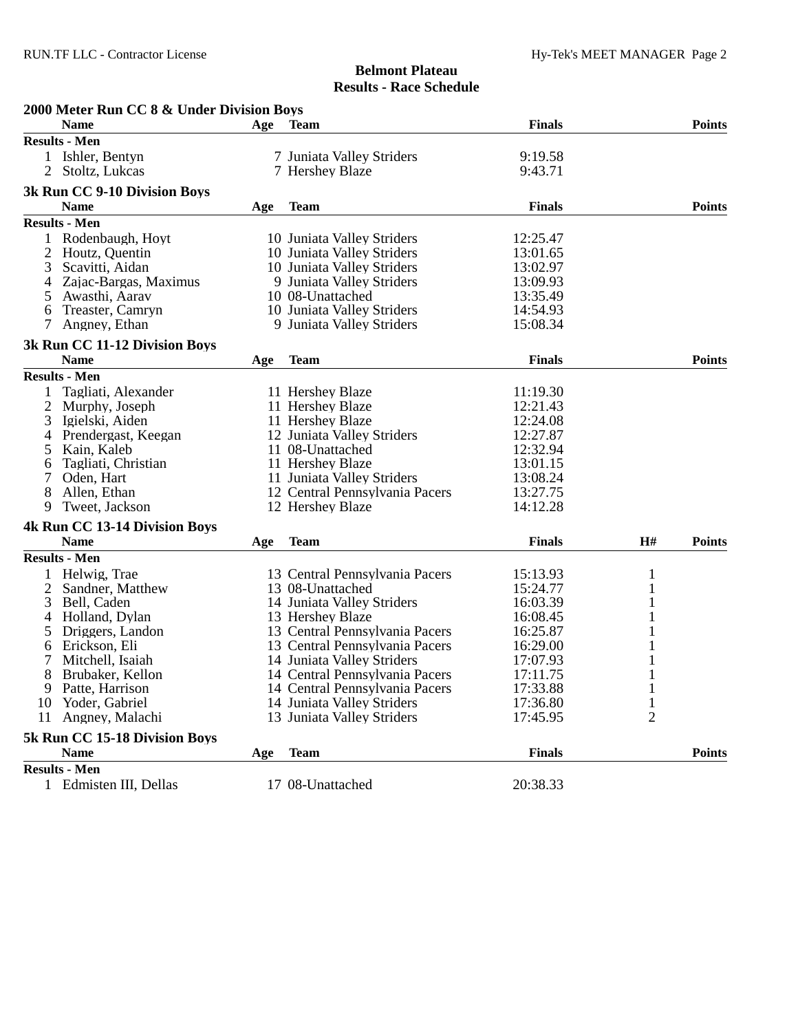# Belmont Plateau

## Results - Race Schedule

### 2000 Meter Run CC 8 & Under Division Boys

| | Name | Age | Team | Finals | Points |
|---|---|---|---|---|---|
| **Results - Men** | | | | | |
| 1 | Ishler, Bentyn | 7 | Juniata Valley Striders | 9:19.58 | |
| 2 | Stoltz, Lukcas | 7 | Hershey Blaze | 9:43.71 | |

### 3k Run CC 9-10 Division Boys

| | Name | Age | Team | Finals | Points |
|---|---|---|---|---|---|
| **Results - Men** | | | | | |
| 1 | Rodenbaugh, Hoyt | 10 | Juniata Valley Striders | 12:25.47 | |
| 2 | Houtz, Quentin | 10 | Juniata Valley Striders | 13:01.65 | |
| 3 | Scavitti, Aidan | 10 | Juniata Valley Striders | 13:02.97 | |
| 4 | Zajac-Bargas, Maximus | 9 | Juniata Valley Striders | 13:09.93 | |
| 5 | Awasthi, Aarav | 10 | 08-Unattached | 13:35.49 | |
| 6 | Treaster, Camryn | 10 | Juniata Valley Striders | 14:54.93 | |
| 7 | Angney, Ethan | 9 | Juniata Valley Striders | 15:08.34 | |

### 3k Run CC 11-12 Division Boys

| | Name | Age | Team | Finals | Points |
|---|---|---|---|---|---|
| **Results - Men** | | | | | |
| 1 | Tagliati, Alexander | 11 | Hershey Blaze | 11:19.30 | |
| 2 | Murphy, Joseph | 11 | Hershey Blaze | 12:21.43 | |
| 3 | Igielski, Aiden | 11 | Hershey Blaze | 12:24.08 | |
| 4 | Prendergast, Keegan | 12 | Juniata Valley Striders | 12:27.87 | |
| 5 | Kain, Kaleb | 11 | 08-Unattached | 12:32.94 | |
| 6 | Tagliati, Christian | 11 | Hershey Blaze | 13:01.15 | |
| 7 | Oden, Hart | 11 | Juniata Valley Striders | 13:08.24 | |
| 8 | Allen, Ethan | 12 | Central Pennsylvania Pacers | 13:27.75 | |
| 9 | Tweet, Jackson | 12 | Hershey Blaze | 14:12.28 | |

### 4k Run CC 13-14 Division Boys

| | Name | Age | Team | Finals | H# | Points |
|---|---|---|---|---|---|---|
| **Results - Men** | | | | | | |
| 1 | Helwig, Trae | 13 | Central Pennsylvania Pacers | 15:13.93 | 1 | |
| 2 | Sandner, Matthew | 13 | 08-Unattached | 15:24.77 | 1 | |
| 3 | Bell, Caden | 14 | Juniata Valley Striders | 16:03.39 | 1 | |
| 4 | Holland, Dylan | 13 | Hershey Blaze | 16:08.45 | 1 | |
| 5 | Driggers, Landon | 13 | Central Pennsylvania Pacers | 16:25.87 | 1 | |
| 6 | Erickson, Eli | 13 | Central Pennsylvania Pacers | 16:29.00 | 1 | |
| 7 | Mitchell, Isaiah | 14 | Juniata Valley Striders | 17:07.93 | 1 | |
| 8 | Brubaker, Kellon | 14 | Central Pennsylvania Pacers | 17:11.75 | 1 | |
| 9 | Patte, Harrison | 14 | Central Pennsylvania Pacers | 17:33.88 | 1 | |
| 10 | Yoder, Gabriel | 14 | Juniata Valley Striders | 17:36.80 | 1 | |
| 11 | Angney, Malachi | 13 | Juniata Valley Striders | 17:45.95 | 2 | |

### 5k Run CC 15-18 Division Boys

| | Name | Age | Team | Finals | Points |
|---|---|---|---|---|---|
| **Results - Men** | | | | | |
| 1 | Edmisten III, Dellas | 17 | 08-Unattached | 20:38.33 | |